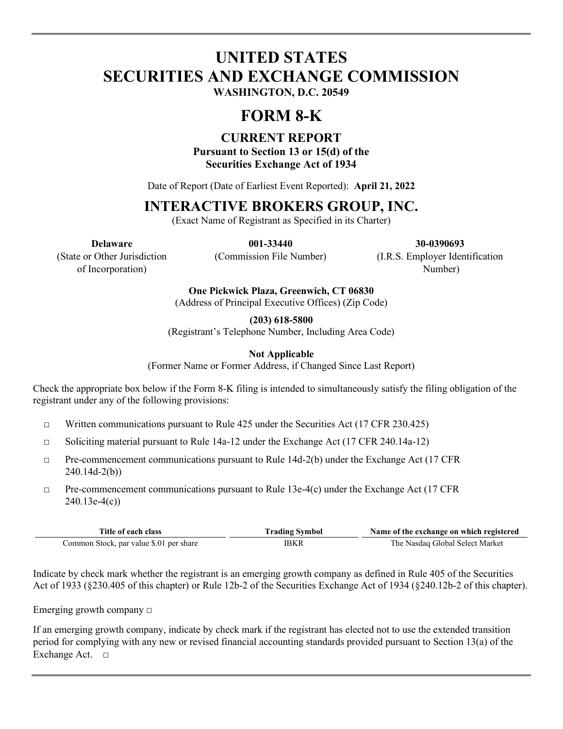# UNITED STATES
# SECURITIES AND EXCHANGE COMMISSION

**WASHINGTON, D.C. 20549**

# FORM 8-K

## CURRENT REPORT

**Pursuant to Section 13 or 15(d) of the Securities Exchange Act of 1934**

Date of Report (Date of Earliest Event Reported): **April 21, 2022**

# INTERACTIVE BROKERS GROUP, INC.

(Exact Name of Registrant as Specified in its Charter)

| **Delaware** | **001-33440** | **30-0390693** |
|---|---|---|
| (State or Other Jurisdiction of Incorporation) | (Commission File Number) | (I.R.S. Employer Identification Number) |

**One Pickwick Plaza, Greenwich, CT 06830**
(Address of Principal Executive Offices) (Zip Code)

**(203) 618-5800**
(Registrant's Telephone Number, Including Area Code)

**Not Applicable**
(Former Name or Former Address, if Changed Since Last Report)

Check the appropriate box below if the Form 8-K filing is intended to simultaneously satisfy the filing obligation of the registrant under any of the following provisions:

- ☐ Written communications pursuant to Rule 425 under the Securities Act (17 CFR 230.425)
- ☐ Soliciting material pursuant to Rule 14a-12 under the Exchange Act (17 CFR 240.14a-12)
- ☐ Pre-commencement communications pursuant to Rule 14d-2(b) under the Exchange Act (17 CFR 240.14d-2(b))
- ☐ Pre-commencement communications pursuant to Rule 13e-4(c) under the Exchange Act (17 CFR 240.13e-4(c))

| Title of each class | Trading Symbol | Name of the exchange on which registered |
|---|---|---|
| Common Stock, par value $.01 per share | IBKR | The Nasdaq Global Select Market |

Indicate by check mark whether the registrant is an emerging growth company as defined in Rule 405 of the Securities Act of 1933 (§230.405 of this chapter) or Rule 12b-2 of the Securities Exchange Act of 1934 (§240.12b-2 of this chapter).

Emerging growth company ☐

If an emerging growth company, indicate by check mark if the registrant has elected not to use the extended transition period for complying with any new or revised financial accounting standards provided pursuant to Section 13(a) of the Exchange Act. ☐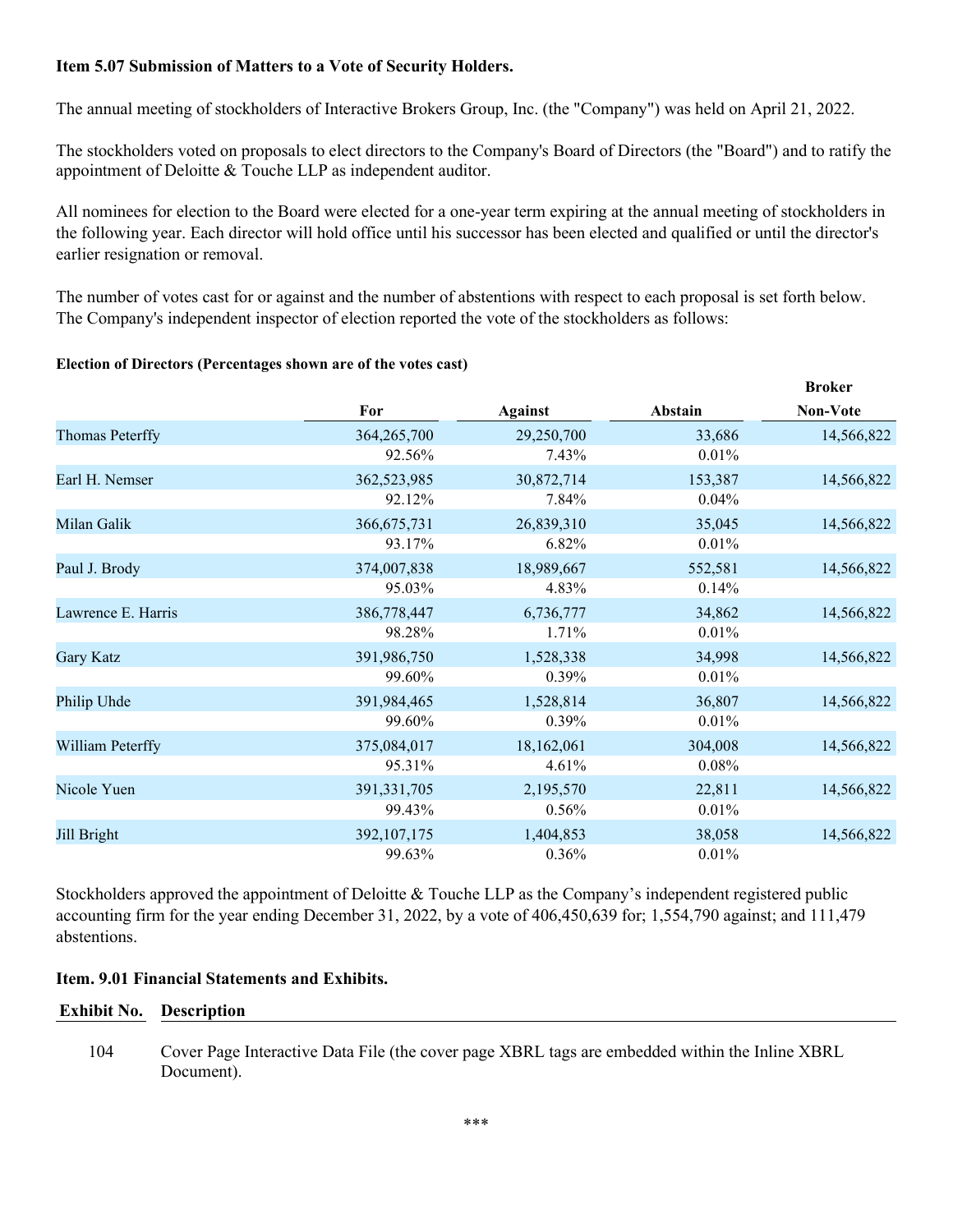**Item 5.07 Submission of Matters to a Vote of Security Holders.**

The annual meeting of stockholders of Interactive Brokers Group, Inc. (the "Company") was held on April 21, 2022.

The stockholders voted on proposals to elect directors to the Company's Board of Directors (the "Board") and to ratify the appointment of Deloitte & Touche LLP as independent auditor.

All nominees for election to the Board were elected for a one-year term expiring at the annual meeting of stockholders in the following year. Each director will hold office until his successor has been elected and qualified or until the director's earlier resignation or removal.

The number of votes cast for or against and the number of abstentions with respect to each proposal is set forth below. The Company's independent inspector of election reported the vote of the stockholders as follows:

**Election of Directors (Percentages shown are of the votes cast)**

| | For | Against | Abstain | Broker Non-Vote |
|---|---|---|---|---|
| Thomas Peterffy | 364,265,700 | 29,250,700 | 33,686 | 14,566,822 |
| | 92.56% | 7.43% | 0.01% | |
| Earl H. Nemser | 362,523,985 | 30,872,714 | 153,387 | 14,566,822 |
| | 92.12% | 7.84% | 0.04% | |
| Milan Galik | 366,675,731 | 26,839,310 | 35,045 | 14,566,822 |
| | 93.17% | 6.82% | 0.01% | |
| Paul J. Brody | 374,007,838 | 18,989,667 | 552,581 | 14,566,822 |
| | 95.03% | 4.83% | 0.14% | |
| Lawrence E. Harris | 386,778,447 | 6,736,777 | 34,862 | 14,566,822 |
| | 98.28% | 1.71% | 0.01% | |
| Gary Katz | 391,986,750 | 1,528,338 | 34,998 | 14,566,822 |
| | 99.60% | 0.39% | 0.01% | |
| Philip Uhde | 391,984,465 | 1,528,814 | 36,807 | 14,566,822 |
| | 99.60% | 0.39% | 0.01% | |
| William Peterffy | 375,084,017 | 18,162,061 | 304,008 | 14,566,822 |
| | 95.31% | 4.61% | 0.08% | |
| Nicole Yuen | 391,331,705 | 2,195,570 | 22,811 | 14,566,822 |
| | 99.43% | 0.56% | 0.01% | |
| Jill Bright | 392,107,175 | 1,404,853 | 38,058 | 14,566,822 |
| | 99.63% | 0.36% | 0.01% | |

Stockholders approved the appointment of Deloitte & Touche LLP as the Company's independent registered public accounting firm for the year ending December 31, 2022, by a vote of 406,450,639 for; 1,554,790 against; and 111,479 abstentions.

**Item. 9.01 Financial Statements and Exhibits.**

| Exhibit No. | Description |
|---|---|
| 104 | Cover Page Interactive Data File (the cover page XBRL tags are embedded within the Inline XBRL Document). |

***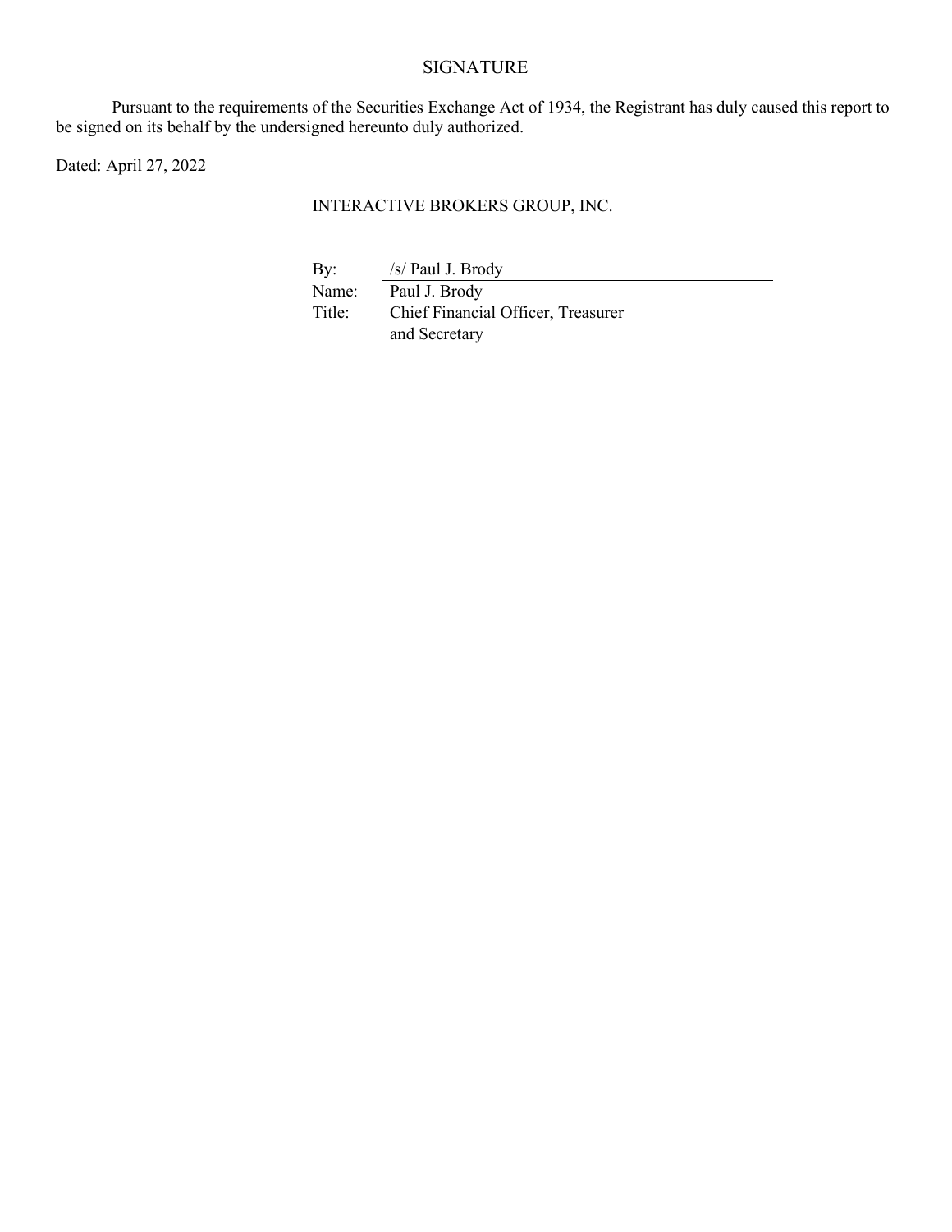# SIGNATURE

Pursuant to the requirements of the Securities Exchange Act of 1934, the Registrant has duly caused this report to be signed on its behalf by the undersigned hereunto duly authorized.

Dated: April 27, 2022

INTERACTIVE BROKERS GROUP, INC.

| | |
|---|---|
| By: | /s/ Paul J. Brody |
| Name: | Paul J. Brody |
| Title: | Chief Financial Officer, Treasurer and Secretary |